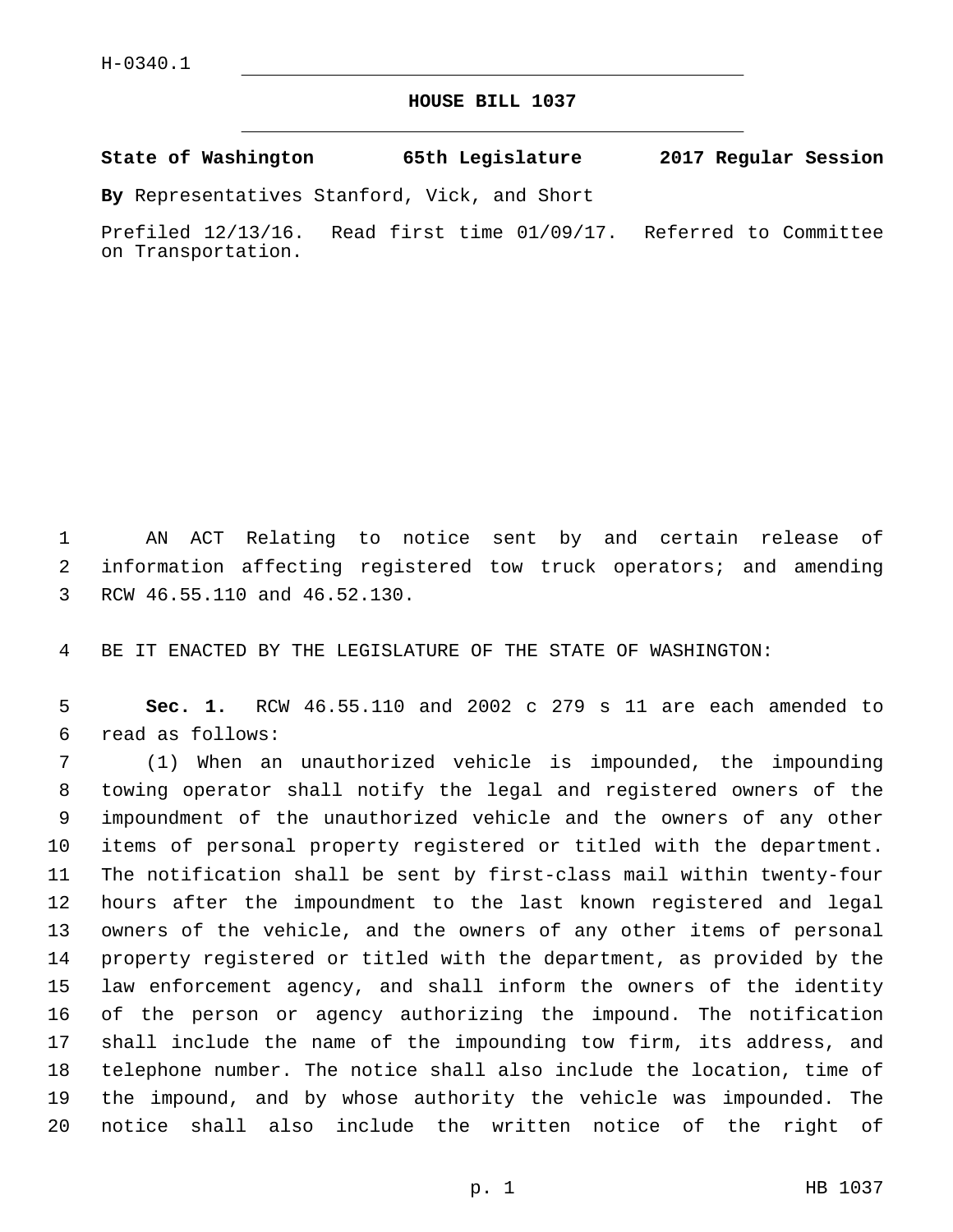H-0340.1

# HOUSE BILL 1037

**State of Washington 65th Legislature 2017 Regular Session**

**By** Representatives Stanford, Vick, and Short

Prefiled 12/13/16. Read first time 01/09/17. Referred to Committee on Transportation.

AN ACT Relating to notice sent by and certain release of information affecting registered tow truck operators; and amending RCW 46.55.110 and 46.52.130.

BE IT ENACTED BY THE LEGISLATURE OF THE STATE OF WASHINGTON:

**Sec. 1.** RCW 46.55.110 and 2002 c 279 s 11 are each amended to read as follows:

(1) When an unauthorized vehicle is impounded, the impounding towing operator shall notify the legal and registered owners of the impoundment of the unauthorized vehicle and the owners of any other items of personal property registered or titled with the department. The notification shall be sent by first-class mail within twenty-four hours after the impoundment to the last known registered and legal owners of the vehicle, and the owners of any other items of personal property registered or titled with the department, as provided by the law enforcement agency, and shall inform the owners of the identity of the person or agency authorizing the impound. The notification shall include the name of the impounding tow firm, its address, and telephone number. The notice shall also include the location, time of the impound, and by whose authority the vehicle was impounded. The notice shall also include the written notice of the right of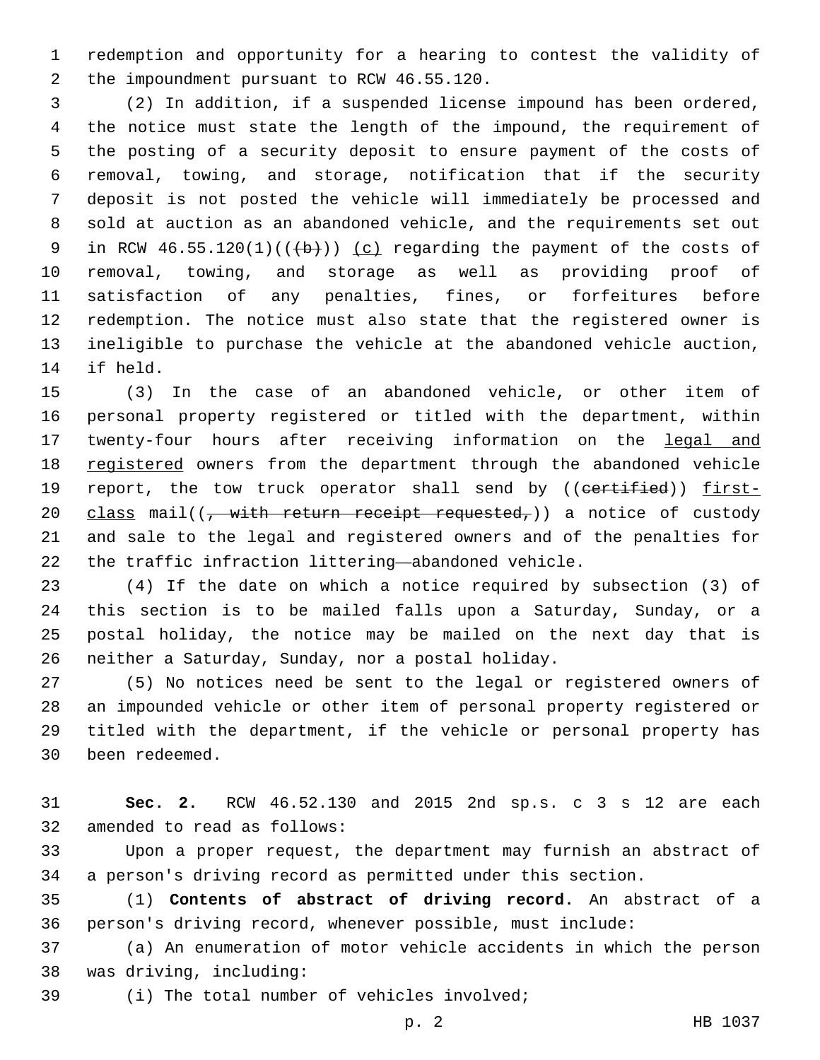redemption and opportunity for a hearing to contest the validity of the impoundment pursuant to RCW 46.55.120.

(2) In addition, if a suspended license impound has been ordered, the notice must state the length of the impound, the requirement of the posting of a security deposit to ensure payment of the costs of removal, towing, and storage, notification that if the security deposit is not posted the vehicle will immediately be processed and sold at auction as an abandoned vehicle, and the requirements set out in RCW 46.55.120(1)((~~(b)~~)) <u>(c)</u> regarding the payment of the costs of removal, towing, and storage as well as providing proof of satisfaction of any penalties, fines, or forfeitures before redemption. The notice must also state that the registered owner is ineligible to purchase the vehicle at the abandoned vehicle auction, if held.

(3) In the case of an abandoned vehicle, or other item of personal property registered or titled with the department, within twenty-four hours after receiving information on the <u>legal and registered</u> owners from the department through the abandoned vehicle report, the tow truck operator shall send by ((~~certified~~)) <u>first-class</u> mail((~~, with return receipt requested,~~)) a notice of custody and sale to the legal and registered owners and of the penalties for the traffic infraction littering—abandoned vehicle.

(4) If the date on which a notice required by subsection (3) of this section is to be mailed falls upon a Saturday, Sunday, or a postal holiday, the notice may be mailed on the next day that is neither a Saturday, Sunday, nor a postal holiday.

(5) No notices need be sent to the legal or registered owners of an impounded vehicle or other item of personal property registered or titled with the department, if the vehicle or personal property has been redeemed.

**Sec. 2.** RCW 46.52.130 and 2015 2nd sp.s. c 3 s 12 are each amended to read as follows:

Upon a proper request, the department may furnish an abstract of a person's driving record as permitted under this section.

(1) **Contents of abstract of driving record.** An abstract of a person's driving record, whenever possible, must include:

(a) An enumeration of motor vehicle accidents in which the person was driving, including:

(i) The total number of vehicles involved;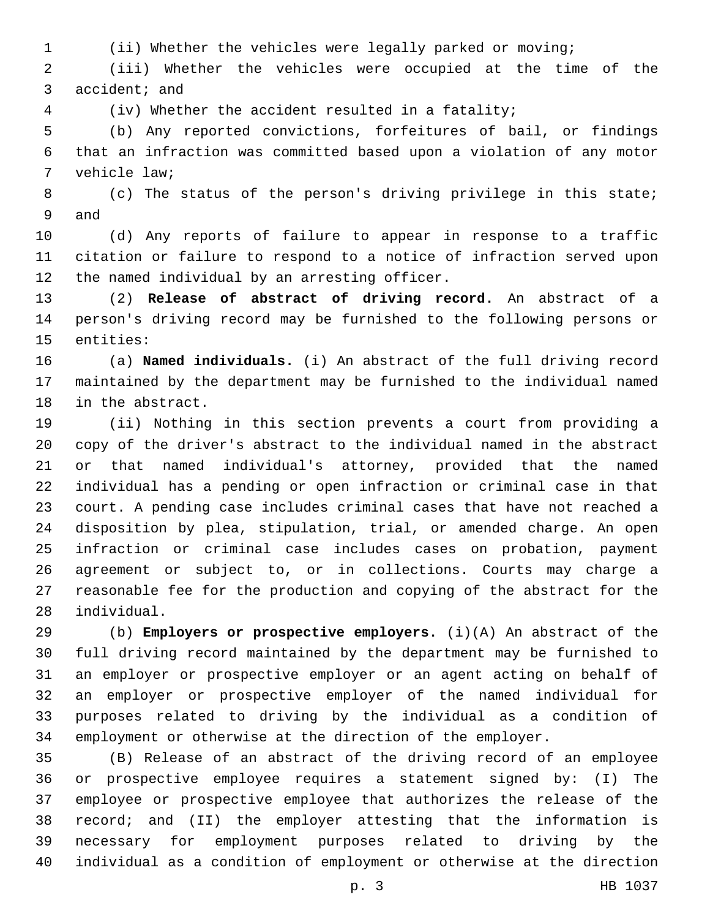(ii) Whether the vehicles were legally parked or moving;

(iii) Whether the vehicles were occupied at the time of the accident; and

(iv) Whether the accident resulted in a fatality;

(b) Any reported convictions, forfeitures of bail, or findings that an infraction was committed based upon a violation of any motor vehicle law;

(c) The status of the person's driving privilege in this state; and

(d) Any reports of failure to appear in response to a traffic citation or failure to respond to a notice of infraction served upon the named individual by an arresting officer.

(2) **Release of abstract of driving record.** An abstract of a person's driving record may be furnished to the following persons or entities:

(a) **Named individuals.** (i) An abstract of the full driving record maintained by the department may be furnished to the individual named in the abstract.

(ii) Nothing in this section prevents a court from providing a copy of the driver's abstract to the individual named in the abstract or that named individual's attorney, provided that the named individual has a pending or open infraction or criminal case in that court. A pending case includes criminal cases that have not reached a disposition by plea, stipulation, trial, or amended charge. An open infraction or criminal case includes cases on probation, payment agreement or subject to, or in collections. Courts may charge a reasonable fee for the production and copying of the abstract for the individual.

(b) **Employers or prospective employers.** (i)(A) An abstract of the full driving record maintained by the department may be furnished to an employer or prospective employer or an agent acting on behalf of an employer or prospective employer of the named individual for purposes related to driving by the individual as a condition of employment or otherwise at the direction of the employer.

(B) Release of an abstract of the driving record of an employee or prospective employee requires a statement signed by: (I) The employee or prospective employee that authorizes the release of the record; and (II) the employer attesting that the information is necessary for employment purposes related to driving by the individual as a condition of employment or otherwise at the direction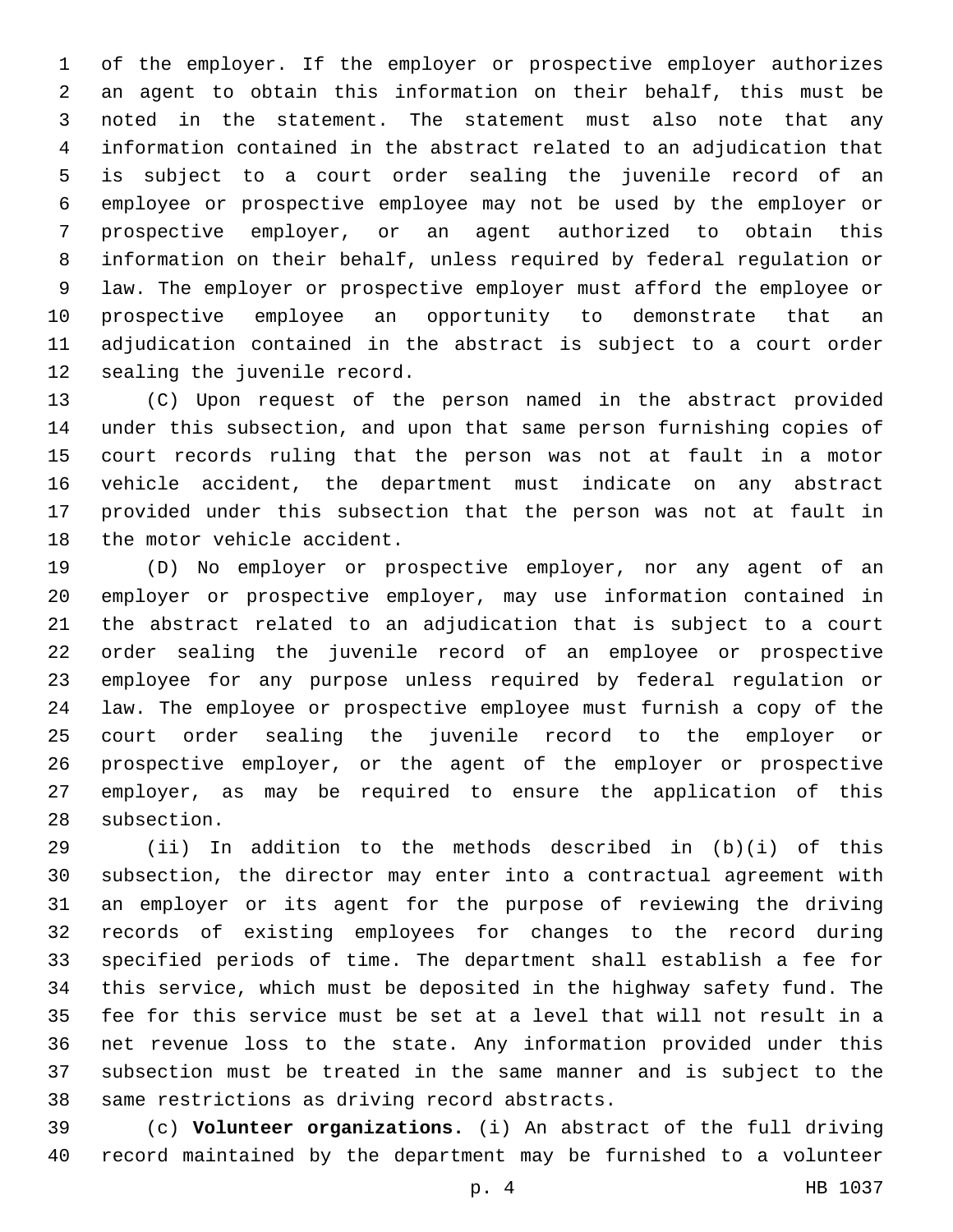of the employer. If the employer or prospective employer authorizes an agent to obtain this information on their behalf, this must be noted in the statement. The statement must also note that any information contained in the abstract related to an adjudication that is subject to a court order sealing the juvenile record of an employee or prospective employee may not be used by the employer or prospective employer, or an agent authorized to obtain this information on their behalf, unless required by federal regulation or law. The employer or prospective employer must afford the employee or prospective employee an opportunity to demonstrate that an adjudication contained in the abstract is subject to a court order sealing the juvenile record.

(C) Upon request of the person named in the abstract provided under this subsection, and upon that same person furnishing copies of court records ruling that the person was not at fault in a motor vehicle accident, the department must indicate on any abstract provided under this subsection that the person was not at fault in the motor vehicle accident.

(D) No employer or prospective employer, nor any agent of an employer or prospective employer, may use information contained in the abstract related to an adjudication that is subject to a court order sealing the juvenile record of an employee or prospective employee for any purpose unless required by federal regulation or law. The employee or prospective employee must furnish a copy of the court order sealing the juvenile record to the employer or prospective employer, or the agent of the employer or prospective employer, as may be required to ensure the application of this subsection.

(ii) In addition to the methods described in (b)(i) of this subsection, the director may enter into a contractual agreement with an employer or its agent for the purpose of reviewing the driving records of existing employees for changes to the record during specified periods of time. The department shall establish a fee for this service, which must be deposited in the highway safety fund. The fee for this service must be set at a level that will not result in a net revenue loss to the state. Any information provided under this subsection must be treated in the same manner and is subject to the same restrictions as driving record abstracts.

(c) **Volunteer organizations.** (i) An abstract of the full driving record maintained by the department may be furnished to a volunteer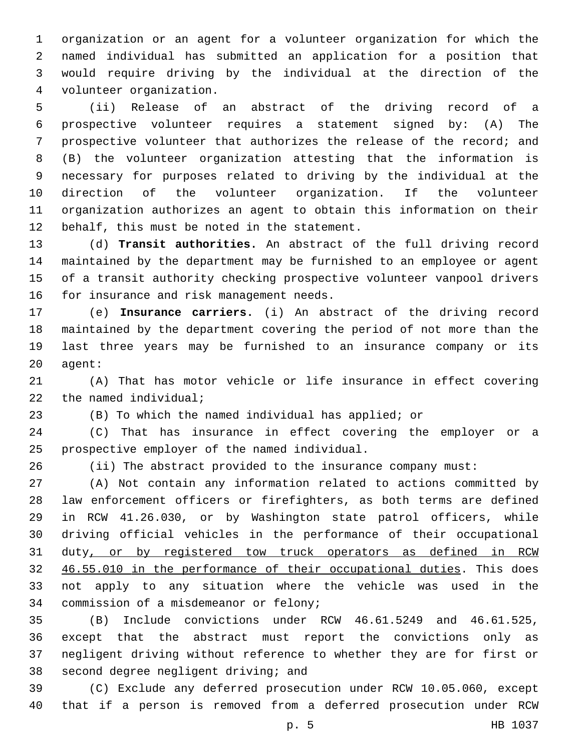organization or an agent for a volunteer organization for which the named individual has submitted an application for a position that would require driving by the individual at the direction of the volunteer organization.

(ii) Release of an abstract of the driving record of a prospective volunteer requires a statement signed by: (A) The prospective volunteer that authorizes the release of the record; and (B) the volunteer organization attesting that the information is necessary for purposes related to driving by the individual at the direction of the volunteer organization. If the volunteer organization authorizes an agent to obtain this information on their behalf, this must be noted in the statement.

(d) **Transit authorities.** An abstract of the full driving record maintained by the department may be furnished to an employee or agent of a transit authority checking prospective volunteer vanpool drivers for insurance and risk management needs.

(e) **Insurance carriers.** (i) An abstract of the driving record maintained by the department covering the period of not more than the last three years may be furnished to an insurance company or its agent:

(A) That has motor vehicle or life insurance in effect covering the named individual;

(B) To which the named individual has applied; or

(C) That has insurance in effect covering the employer or a prospective employer of the named individual.

(ii) The abstract provided to the insurance company must:

(A) Not contain any information related to actions committed by law enforcement officers or firefighters, as both terms are defined in RCW 41.26.030, or by Washington state patrol officers, while driving official vehicles in the performance of their occupational duty, or by registered tow truck operators as defined in RCW 46.55.010 in the performance of their occupational duties. This does not apply to any situation where the vehicle was used in the commission of a misdemeanor or felony;

(B) Include convictions under RCW 46.61.5249 and 46.61.525, except that the abstract must report the convictions only as negligent driving without reference to whether they are for first or second degree negligent driving; and

(C) Exclude any deferred prosecution under RCW 10.05.060, except that if a person is removed from a deferred prosecution under RCW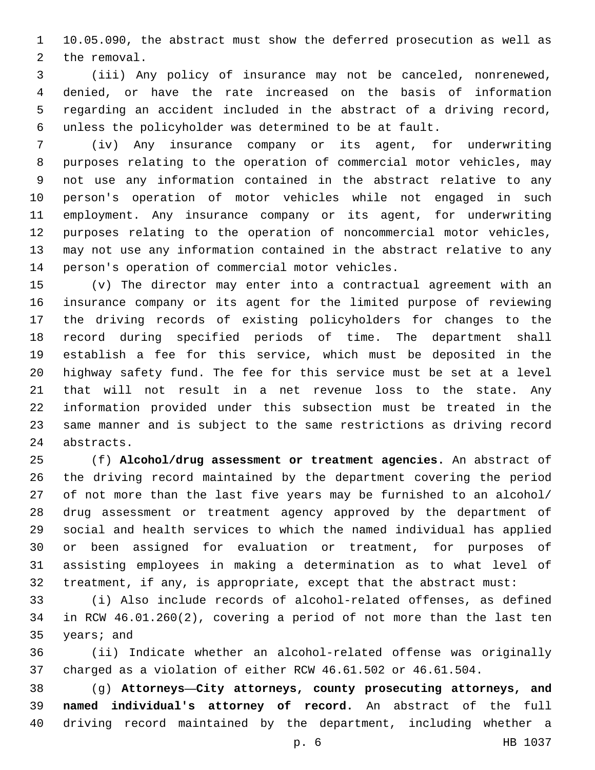10.05.090, the abstract must show the deferred prosecution as well as the removal.

(iii) Any policy of insurance may not be canceled, nonrenewed, denied, or have the rate increased on the basis of information regarding an accident included in the abstract of a driving record, unless the policyholder was determined to be at fault.

(iv) Any insurance company or its agent, for underwriting purposes relating to the operation of commercial motor vehicles, may not use any information contained in the abstract relative to any person's operation of motor vehicles while not engaged in such employment. Any insurance company or its agent, for underwriting purposes relating to the operation of noncommercial motor vehicles, may not use any information contained in the abstract relative to any person's operation of commercial motor vehicles.

(v) The director may enter into a contractual agreement with an insurance company or its agent for the limited purpose of reviewing the driving records of existing policyholders for changes to the record during specified periods of time. The department shall establish a fee for this service, which must be deposited in the highway safety fund. The fee for this service must be set at a level that will not result in a net revenue loss to the state. Any information provided under this subsection must be treated in the same manner and is subject to the same restrictions as driving record abstracts.

(f) **Alcohol/drug assessment or treatment agencies.** An abstract of the driving record maintained by the department covering the period of not more than the last five years may be furnished to an alcohol/drug assessment or treatment agency approved by the department of social and health services to which the named individual has applied or been assigned for evaluation or treatment, for purposes of assisting employees in making a determination as to what level of treatment, if any, is appropriate, except that the abstract must:

(i) Also include records of alcohol-related offenses, as defined in RCW 46.01.260(2), covering a period of not more than the last ten years; and

(ii) Indicate whether an alcohol-related offense was originally charged as a violation of either RCW 46.61.502 or 46.61.504.

(g) **Attorneys—City attorneys, county prosecuting attorneys, and named individual's attorney of record.** An abstract of the full driving record maintained by the department, including whether a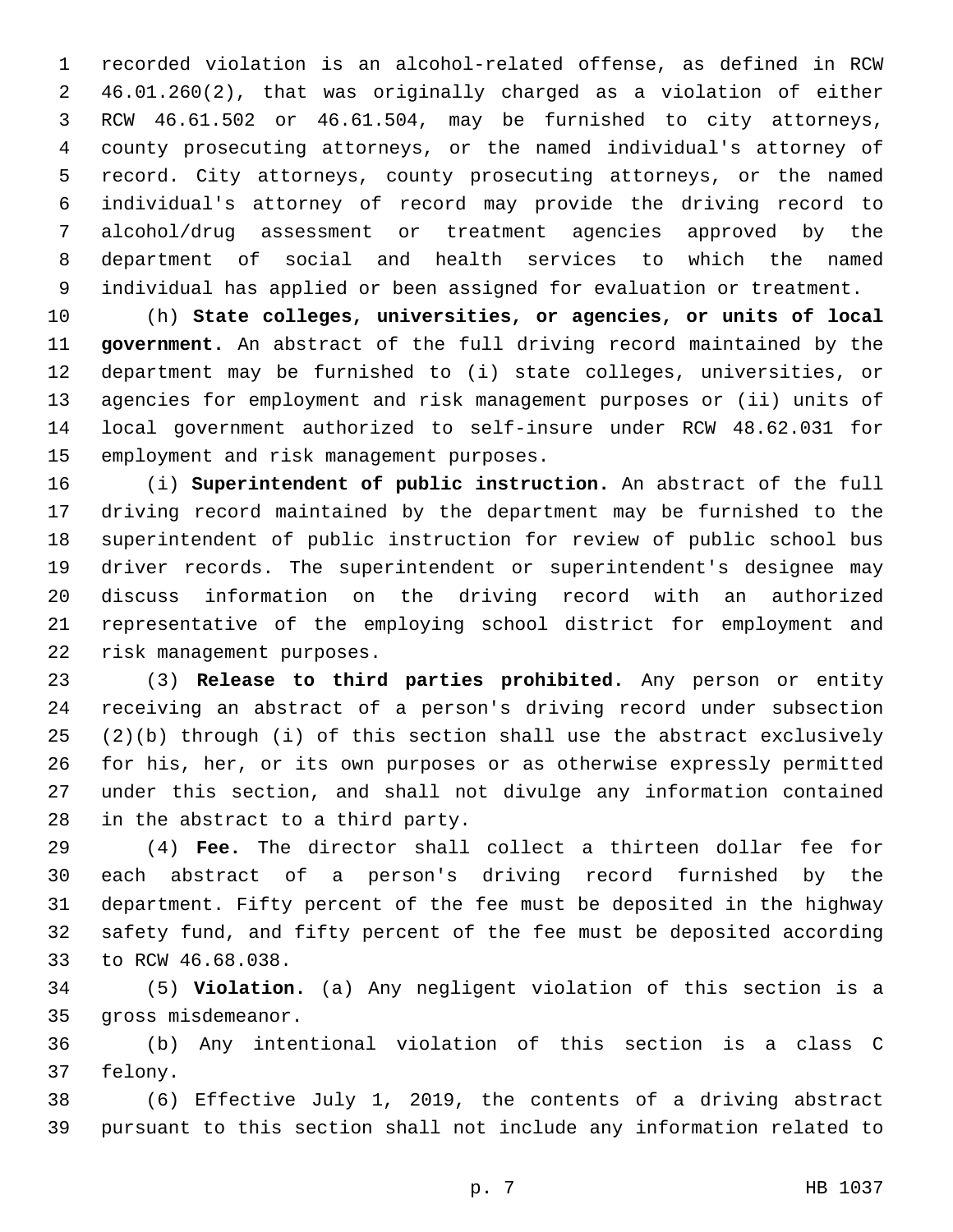recorded violation is an alcohol-related offense, as defined in RCW 46.01.260(2), that was originally charged as a violation of either RCW 46.61.502 or 46.61.504, may be furnished to city attorneys, county prosecuting attorneys, or the named individual's attorney of record. City attorneys, county prosecuting attorneys, or the named individual's attorney of record may provide the driving record to alcohol/drug assessment or treatment agencies approved by the department of social and health services to which the named individual has applied or been assigned for evaluation or treatment.

(h) **State colleges, universities, or agencies, or units of local government.** An abstract of the full driving record maintained by the department may be furnished to (i) state colleges, universities, or agencies for employment and risk management purposes or (ii) units of local government authorized to self-insure under RCW 48.62.031 for employment and risk management purposes.

(i) **Superintendent of public instruction.** An abstract of the full driving record maintained by the department may be furnished to the superintendent of public instruction for review of public school bus driver records. The superintendent or superintendent's designee may discuss information on the driving record with an authorized representative of the employing school district for employment and risk management purposes.

(3) **Release to third parties prohibited.** Any person or entity receiving an abstract of a person's driving record under subsection (2)(b) through (i) of this section shall use the abstract exclusively for his, her, or its own purposes or as otherwise expressly permitted under this section, and shall not divulge any information contained in the abstract to a third party.

(4) **Fee.** The director shall collect a thirteen dollar fee for each abstract of a person's driving record furnished by the department. Fifty percent of the fee must be deposited in the highway safety fund, and fifty percent of the fee must be deposited according to RCW 46.68.038.

(5) **Violation.** (a) Any negligent violation of this section is a gross misdemeanor.

(b) Any intentional violation of this section is a class C felony.

(6) Effective July 1, 2019, the contents of a driving abstract pursuant to this section shall not include any information related to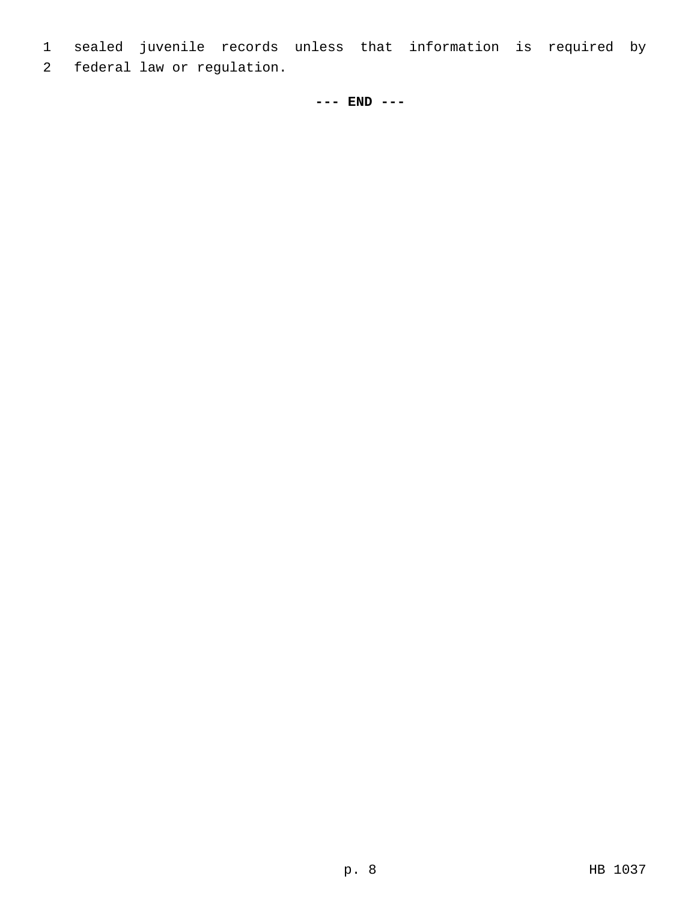sealed juvenile records unless that information is required by federal law or regulation.

**--- END ---**